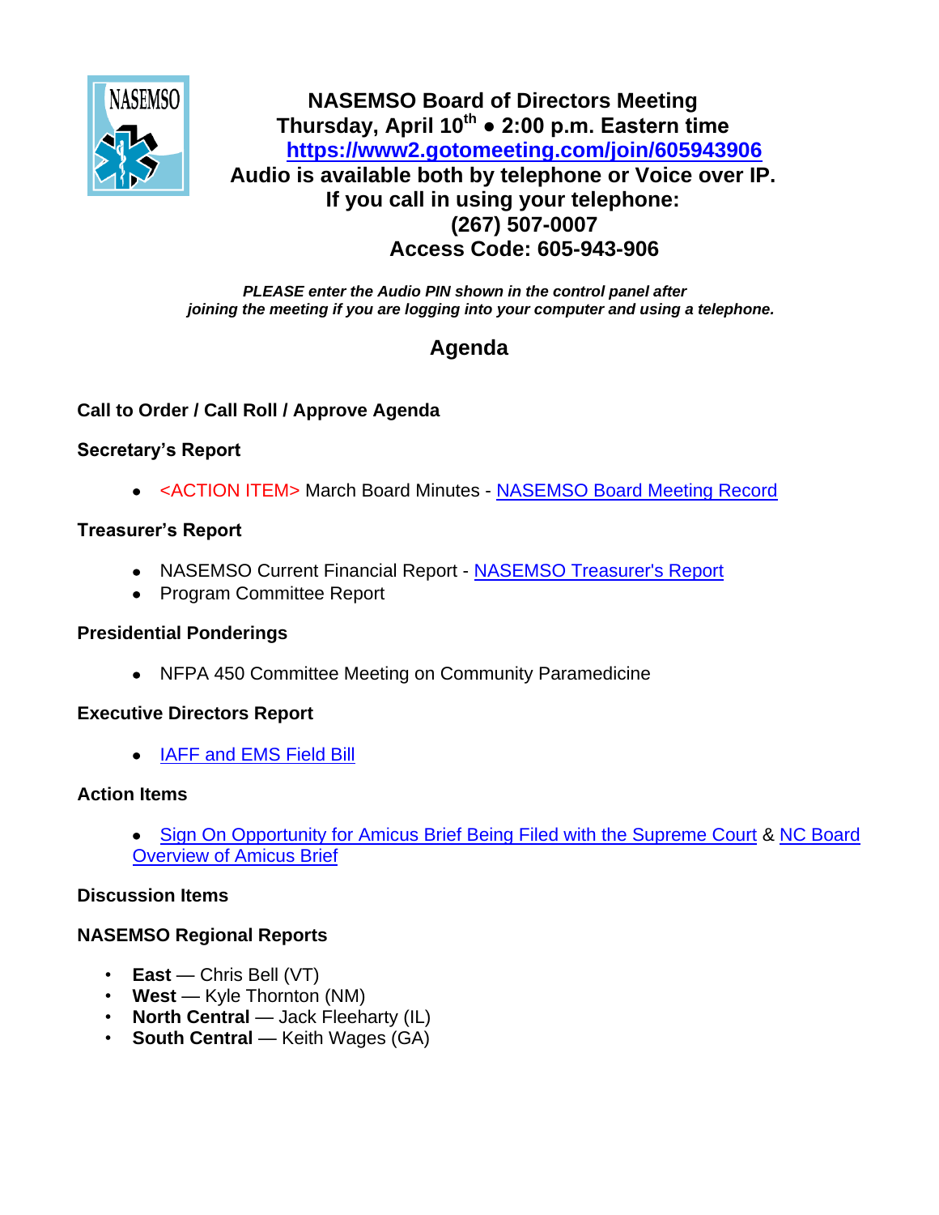# NASEMSO Board of Directors Meeting

**Thursday, April 10th ● 2:00 p.m. Eastern time**

**https://www2.gotomeeting.com/join/605943906**

**Audio is available both by telephone or Voice over IP.**

**If you call in using your telephone:**

**(267) 507-0007**

**Access Code: 605-943-906**

***PLEASE enter the Audio PIN shown in the control panel after joining the meeting if you are logging into your computer and using a telephone.***

## Agenda

### Call to Order / Call Roll / Approve Agenda

### Secretary's Report

- <ACTION ITEM> March Board Minutes - NASEMSO Board Meeting Record

### Treasurer's Report

- NASEMSO Current Financial Report - NASEMSO Treasurer's Report
- Program Committee Report

### Presidential Ponderings

- NFPA 450 Committee Meeting on Community Paramedicine

### Executive Directors Report

- IAFF and EMS Field Bill

### Action Items

- Sign On Opportunity for Amicus Brief Being Filed with the Supreme Court & NC Board Overview of Amicus Brief

### Discussion Items

### NASEMSO Regional Reports

- **East** — Chris Bell (VT)
- **West** — Kyle Thornton (NM)
- **North Central** — Jack Fleeharty (IL)
- **South Central** — Keith Wages (GA)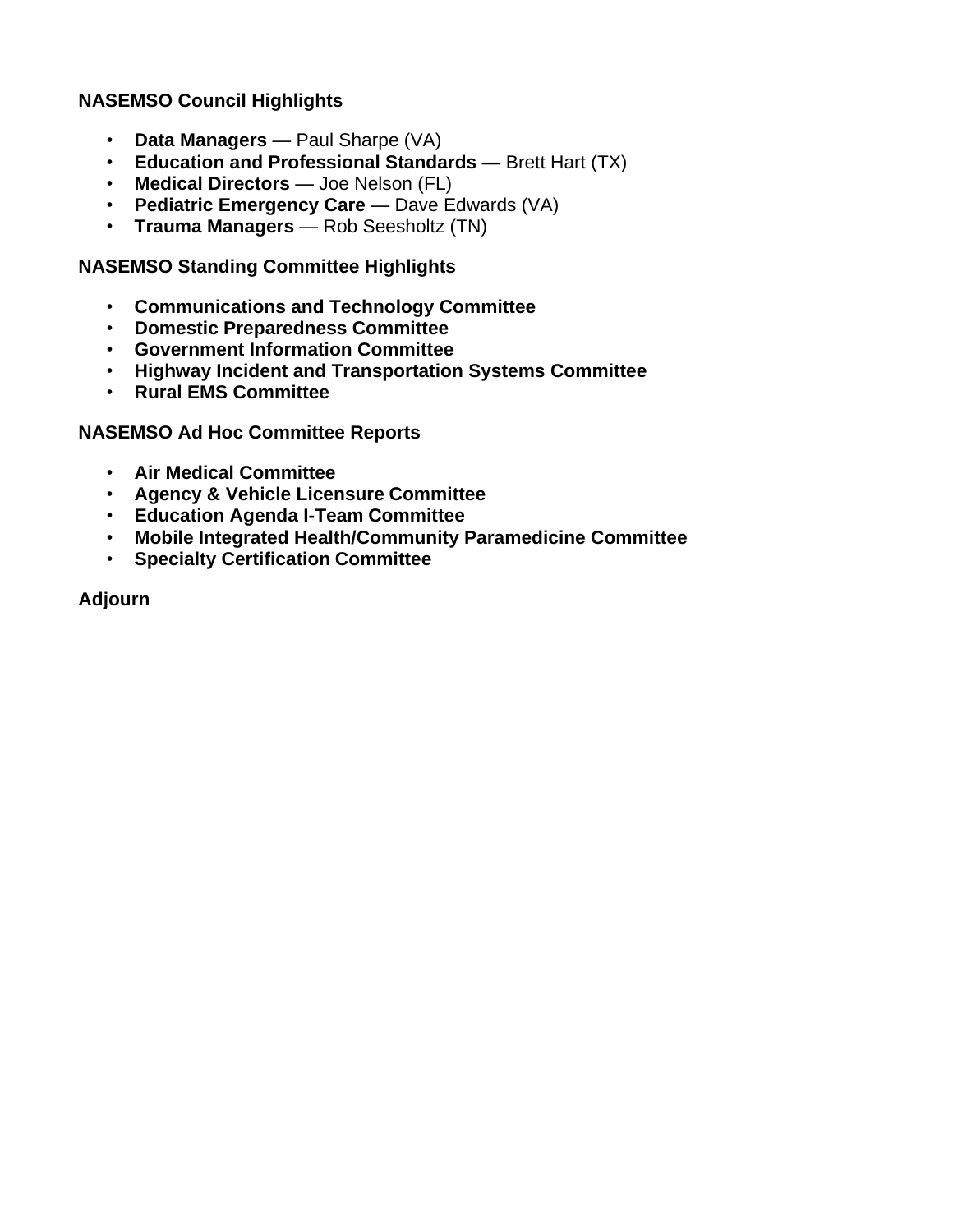**NASEMSO Council Highlights**

- **Data Managers** — Paul Sharpe (VA)
- **Education and Professional Standards —** Brett Hart (TX)
- **Medical Directors** — Joe Nelson (FL)
- **Pediatric Emergency Care** — Dave Edwards (VA)
- **Trauma Managers** — Rob Seesholtz (TN)

**NASEMSO Standing Committee Highlights**

- **Communications and Technology Committee**
- **Domestic Preparedness Committee**
- **Government Information Committee**
- **Highway Incident and Transportation Systems Committee**
- **Rural EMS Committee**

**NASEMSO Ad Hoc Committee Reports**

- **Air Medical Committee**
- **Agency & Vehicle Licensure Committee**
- **Education Agenda I-Team Committee**
- **Mobile Integrated Health/Community Paramedicine Committee**
- **Specialty Certification Committee**

**Adjourn**